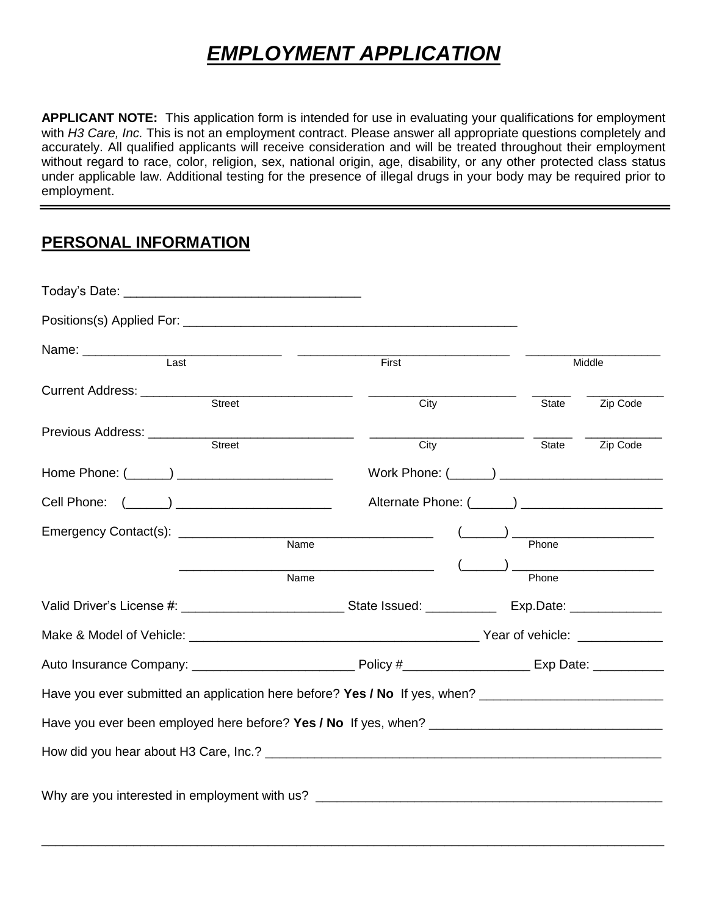# ***EMPLOYMENT APPLICATION***

**APPLICANT NOTE:** This application form is intended for use in evaluating your qualifications for employment with *H3 Care, Inc.* This is not an employment contract. Please answer all appropriate questions completely and accurately. All qualified applicants will receive consideration and will be treated throughout their employment without regard to race, color, religion, sex, national origin, age, disability, or any other protected class status under applicable law. Additional testing for the presence of illegal drugs in your body may be required prior to employment.

## PERSONAL INFORMATION

Today's Date: ________________________________

Positions(s) Applied For: ________________________________________________

Name: ____________________________ ______________________________ ___________________
Last / First / Middle

Current Address: ______________________________ _____________________ _____ ___________
Street / City / State / Zip Code

Previous Address: _____________________________ ______________________ _____ ___________
Street / City / State / Zip Code

Home Phone: (______) ______________________ Work Phone: (______) _______________________

Cell Phone: (______) ______________________ Alternate Phone: (______) ___________________

Emergency Contact(s): __________________________________ (______) ____________________
Name / Phone

__________________________________ (______) ____________________
Name / Phone

Valid Driver's License #: ______________________ State Issued: __________ Exp.Date: _____________

Make & Model of Vehicle: ________________________________________ Year of vehicle: ____________

Auto Insurance Company: ______________________ Policy #_________________ Exp Date: __________

Have you ever submitted an application here before? **Yes / No** If yes, when? _________________________

Have you ever been employed here before? **Yes / No** If yes, when? _______________________________

How did you hear about H3 Care, Inc.? ________________________________________________________

Why are you interested in employment with us? ________________________________________________

_____________________________________________________________________________________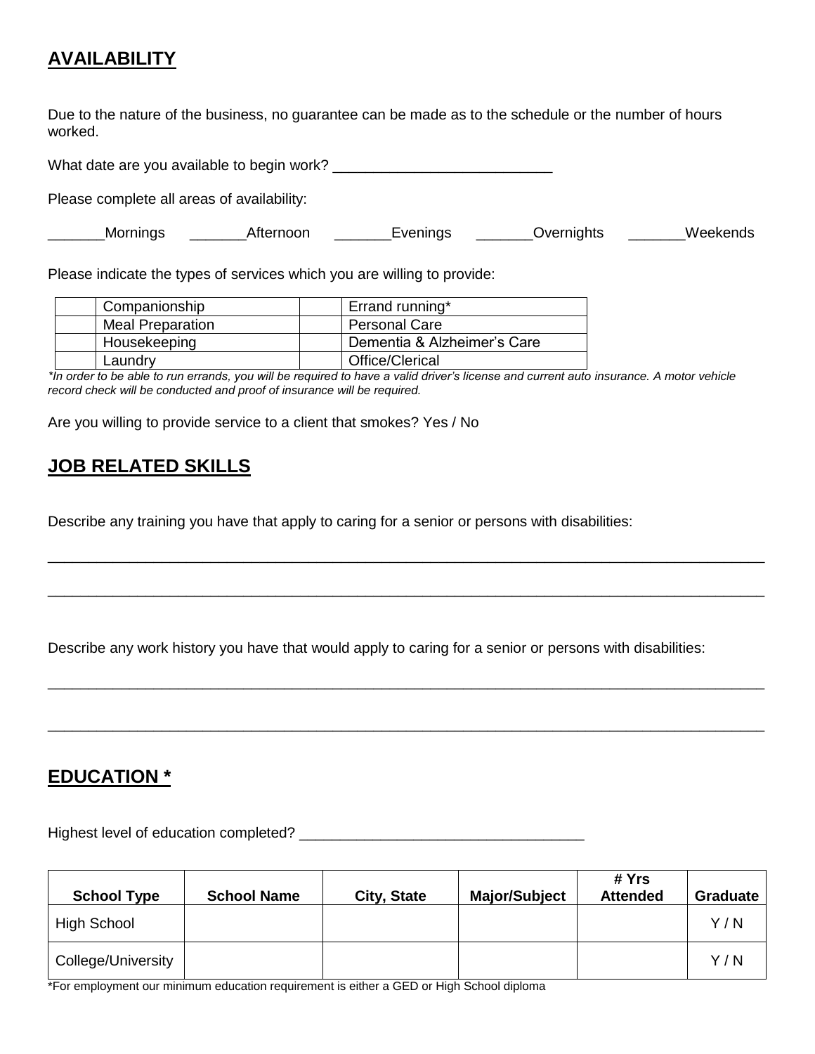## AVAILABILITY

Due to the nature of the business, no guarantee can be made as to the schedule or the number of hours worked.

What date are you available to begin work? ___________________________

Please complete all areas of availability:

_______Mornings _______Afternoon _______Evenings _______Overnights _______Weekends

Please indicate the types of services which you are willing to provide:

| | | | |
|---|---|---|---|
| | Companionship | | Errand running* |
| | Meal Preparation | | Personal Care |
| | Housekeeping | | Dementia & Alzheimer's Care |
| | Laundry | | Office/Clerical |

*\*In order to be able to run errands, you will be required to have a valid driver's license and current auto insurance. A motor vehicle record check will be conducted and proof of insurance will be required.*

Are you willing to provide service to a client that smokes? Yes / No

## JOB RELATED SKILLS

Describe any training you have that apply to caring for a senior or persons with disabilities:

_______________________________________________________________________________________

_______________________________________________________________________________________

Describe any work history you have that would apply to caring for a senior or persons with disabilities:

_______________________________________________________________________________________

_______________________________________________________________________________________

## EDUCATION *

Highest level of education completed? ___________________________________

| School Type | School Name | City, State | Major/Subject | # Yrs Attended | Graduate |
|---|---|---|---|---|---|
| High School | | | | | Y / N |
| College/University | | | | | Y / N |

*For employment our minimum education requirement is either a GED or High School diploma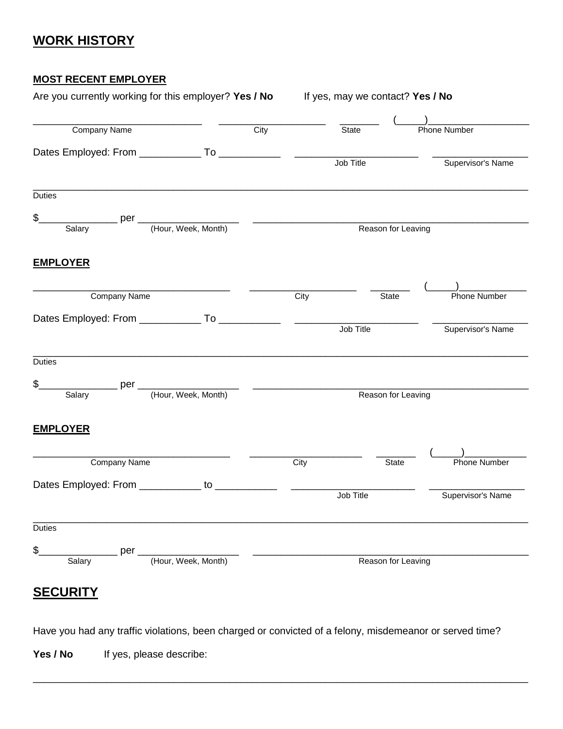# WORK HISTORY

## MOST RECENT EMPLOYER

Are you currently working for this employer? **Yes / No**    If yes, may we contact? **Yes / No**

______________________________ ___________________ _______ (_____)__________________
Company Name    City    State    Phone Number

Dates Employed: From ___________ To ___________ ______________________ _________________
Job Title    Supervisor's Name

_______________________________________________________________________________
Duties

$______________ per __________________ ________________________________________________
Salary    (Hour, Week, Month)    Reason for Leaving

## EMPLOYER

___________________________________ ___________________ _______ (_____)____________
Company Name    City    State    Phone Number

Dates Employed: From ___________ To ___________ ______________________ _________________
Job Title    Supervisor's Name

_______________________________________________________________________________
Duties

$______________ per __________________ ________________________________________________
Salary    (Hour, Week, Month)    Reason for Leaving

## EMPLOYER

___________________________________ ____________________ _______ (_____)___________
Company Name    City    State    Phone Number

Dates Employed: From ___________ to ___________ ______________________ _________________
Job Title    Supervisor's Name

_______________________________________________________________________________
Duties

$______________ per __________________ ________________________________________________
Salary    (Hour, Week, Month)    Reason for Leaving

# SECURITY

Have you had any traffic violations, been charged or convicted of a felony, misdemeanor or served time?

**Yes / No**    If yes, please describe:

_______________________________________________________________________________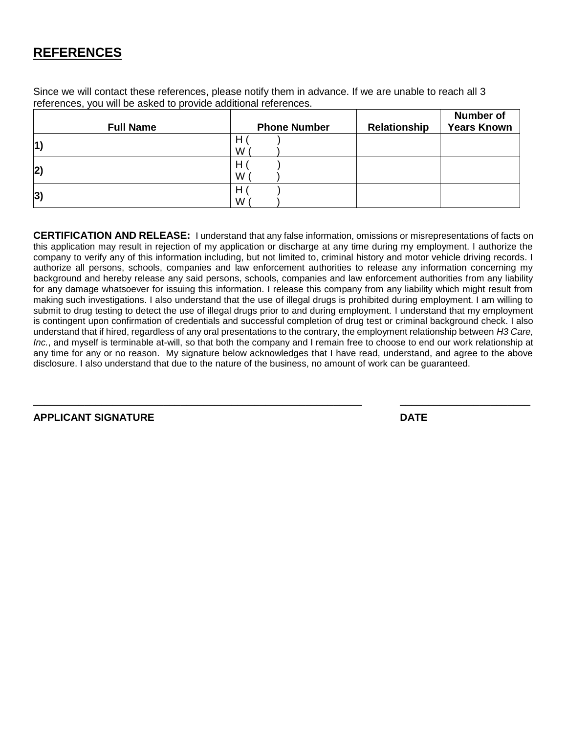## REFERENCES

Since we will contact these references, please notify them in advance. If we are unable to reach all 3 references, you will be asked to provide additional references.

| Full Name | Phone Number | Relationship | Number of Years Known |
|---|---|---|---|
| **1)** | H (   )<br>W (   ) | | |
| **2)** | H (   )<br>W (   ) | | |
| **3)** | H (   )<br>W (   ) | | |

**CERTIFICATION AND RELEASE:** I understand that any false information, omissions or misrepresentations of facts on this application may result in rejection of my application or discharge at any time during my employment. I authorize the company to verify any of this information including, but not limited to, criminal history and motor vehicle driving records. I authorize all persons, schools, companies and law enforcement authorities to release any information concerning my background and hereby release any said persons, schools, companies and law enforcement authorities from any liability for any damage whatsoever for issuing this information. I release this company from any liability which might result from making such investigations. I also understand that the use of illegal drugs is prohibited during employment. I am willing to submit to drug testing to detect the use of illegal drugs prior to and during employment. I understand that my employment is contingent upon confirmation of credentials and successful completion of drug test or criminal background check. I also understand that if hired, regardless of any oral presentations to the contrary, the employment relationship between *H3 Care, Inc.*, and myself is terminable at-will, so that both the company and I remain free to choose to end our work relationship at any time for any or no reason. My signature below acknowledges that I have read, understand, and agree to the above disclosure. I also understand that due to the nature of the business, no amount of work can be guaranteed.

\_\_\_\_\_\_\_\_\_\_\_\_\_\_\_\_\_\_\_\_\_\_\_\_\_\_\_\_\_\_\_\_\_\_\_\_\_\_\_\_\_\_\_\_\_\_\_\_\_\_\_\_\_\_\_\_\_\_\_\_      \_\_\_\_\_\_\_\_\_\_\_\_\_\_\_\_\_\_\_\_\_\_\_\_

**APPLICANT SIGNATURE**      **DATE**